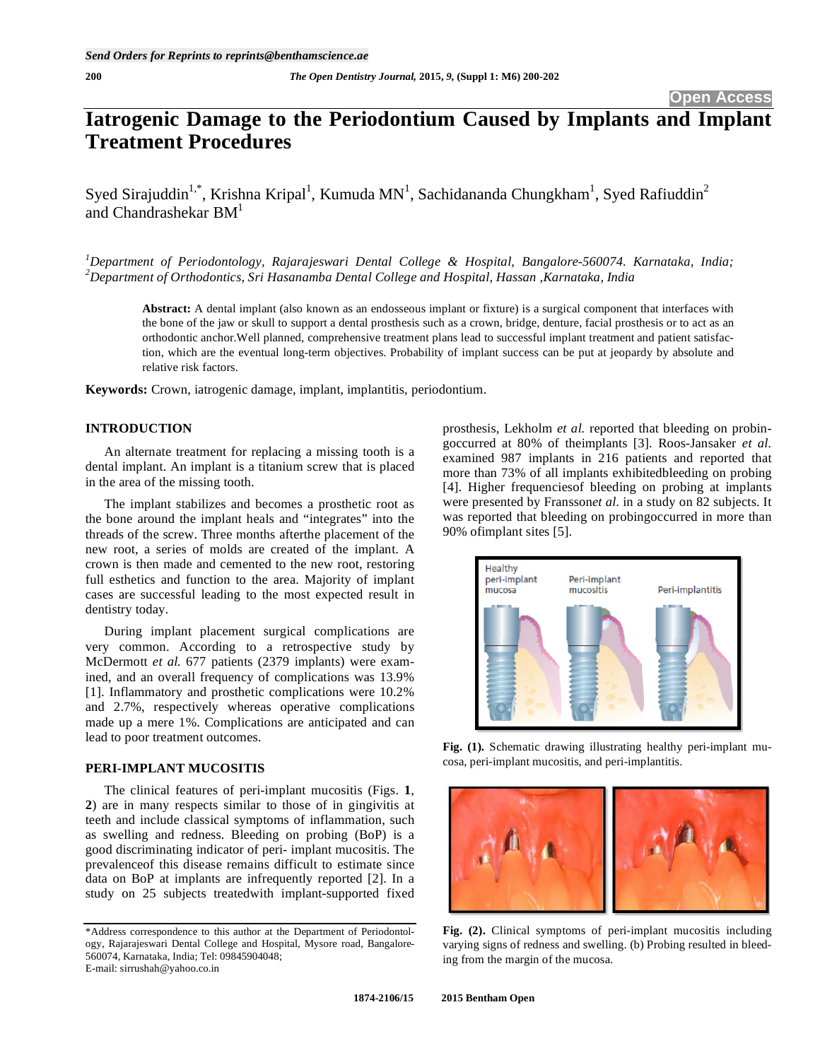# Iatrogenic Damage to the Periodontium Caused by Implants and Implant Treatment Procedures

Syed Sirajuddin[1,*], Krishna Kripal[1], Kumuda MN[1], Sachidananda Chungkham[1], Syed Rafiuddin[2] and Chandrashekar BM[1]

[1]*Department of Periodontology, Rajarajeswari Dental College & Hospital, Bangalore-560074. Karnataka, India;* [2]*Department of Orthodontics, Sri Hasanamba Dental College and Hospital, Hassan ,Karnataka, India*

**Abstract:** A dental implant (also known as an endosseous implant or fixture) is a surgical component that interfaces with the bone of the jaw or skull to support a dental prosthesis such as a crown, bridge, denture, facial prosthesis or to act as an orthodontic anchor.Well planned, comprehensive treatment plans lead to successful implant treatment and patient satisfaction, which are the eventual long-term objectives. Probability of implant success can be put at jeopardy by absolute and relative risk factors.

**Keywords:** Crown, iatrogenic damage, implant, implantitis, periodontium.

## INTRODUCTION

An alternate treatment for replacing a missing tooth is a dental implant. An implant is a titanium screw that is placed in the area of the missing tooth.

The implant stabilizes and becomes a prosthetic root as the bone around the implant heals and "integrates" into the threads of the screw. Three months afterthe placement of the new root, a series of molds are created of the implant. A crown is then made and cemented to the new root, restoring full esthetics and function to the area. Majority of implant cases are successful leading to the most expected result in dentistry today.

During implant placement surgical complications are very common. According to a retrospective study by McDermott *et al.* 677 patients (2379 implants) were examined, and an overall frequency of complications was 13.9% [1]. Inflammatory and prosthetic complications were 10.2% and 2.7%, respectively whereas operative complications made up a mere 1%. Complications are anticipated and can lead to poor treatment outcomes.

## PERI-IMPLANT MUCOSITIS

The clinical features of peri-implant mucositis (Figs. **1**, **2**) are in many respects similar to those of in gingivitis at teeth and include classical symptoms of inflammation, such as swelling and redness. Bleeding on probing (BoP) is a good discriminating indicator of peri- implant mucositis. The prevalenceof this disease remains difficult to estimate since data on BoP at implants are infrequently reported [2]. In a study on 25 subjects treatedwith implant-supported fixed prosthesis, Lekholm *et al.* reported that bleeding on probingoccurred at 80% of theimplants [3]. Roos-Jansaker *et al.* examined 987 implants in 216 patients and reported that more than 73% of all implants exhibitedbleeding on probing [4]. Higher frequenciesof bleeding on probing at implants were presented by Fransson*et al.* in a study on 82 subjects. It was reported that bleeding on probingoccurred in more than 90% ofimplant sites [5].

**Fig. (1).** Schematic drawing illustrating healthy peri-implant mucosa, peri-implant mucositis, and peri-implantitis.

**Fig. (2).** Clinical symptoms of peri-implant mucositis including varying signs of redness and swelling. (b) Probing resulted in bleeding from the margin of the mucosa.

*Address correspondence to this author at the Department of Periodontology, Rajarajeswari Dental College and Hospital, Mysore road, Bangalore-560074, Karnataka, India; Tel: 09845904048; E-mail: sirrushah@yahoo.co.in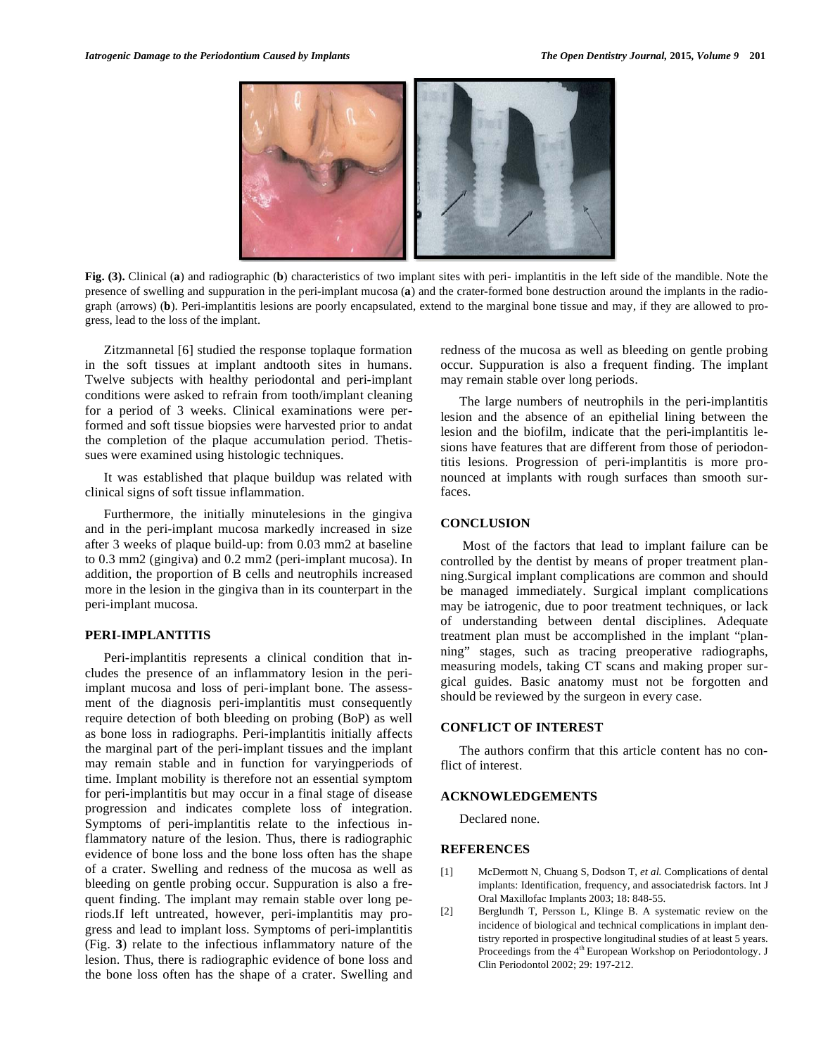**Fig. (3).** Clinical (**a**) and radiographic (**b**) characteristics of two implant sites with peri- implantitis in the left side of the mandible. Note the presence of swelling and suppuration in the peri-implant mucosa (**a**) and the crater-formed bone destruction around the implants in the radiograph (arrows) (**b**). Peri-implantitis lesions are poorly encapsulated, extend to the marginal bone tissue and may, if they are allowed to progress, lead to the loss of the implant.

Zitzmannetal [6] studied the response toplaque formation in the soft tissues at implant andtooth sites in humans. Twelve subjects with healthy periodontal and peri-implant conditions were asked to refrain from tooth/implant cleaning for a period of 3 weeks. Clinical examinations were performed and soft tissue biopsies were harvested prior to andat the completion of the plaque accumulation period. Thetissues were examined using histologic techniques.

It was established that plaque buildup was related with clinical signs of soft tissue inflammation.

Furthermore, the initially minutelesions in the gingiva and in the peri-implant mucosa markedly increased in size after 3 weeks of plaque build-up: from 0.03 mm2 at baseline to 0.3 mm2 (gingiva) and 0.2 mm2 (peri-implant mucosa). In addition, the proportion of B cells and neutrophils increased more in the lesion in the gingiva than in its counterpart in the peri-implant mucosa.

## PERI-IMPLANTITIS

Peri-implantitis represents a clinical condition that includes the presence of an inflammatory lesion in the peri-implant mucosa and loss of peri-implant bone. The assessment of the diagnosis peri-implantitis must consequently require detection of both bleeding on probing (BoP) as well as bone loss in radiographs. Peri-implantitis initially affects the marginal part of the peri-implant tissues and the implant may remain stable and in function for varyingperiods of time. Implant mobility is therefore not an essential symptom for peri-implantitis but may occur in a final stage of disease progression and indicates complete loss of integration. Symptoms of peri-implantitis relate to the infectious inflammatory nature of the lesion. Thus, there is radiographic evidence of bone loss and the bone loss often has the shape of a crater. Swelling and redness of the mucosa as well as bleeding on gentle probing occur. Suppuration is also a frequent finding. The implant may remain stable over long periods.If left untreated, however, peri-implantitis may progress and lead to implant loss. Symptoms of peri-implantitis (Fig. **3**) relate to the infectious inflammatory nature of the lesion. Thus, there is radiographic evidence of bone loss and the bone loss often has the shape of a crater. Swelling and redness of the mucosa as well as bleeding on gentle probing occur. Suppuration is also a frequent finding. The implant may remain stable over long periods.

The large numbers of neutrophils in the peri-implantitis lesion and the absence of an epithelial lining between the lesion and the biofilm, indicate that the peri-implantitis lesions have features that are different from those of periodontitis lesions. Progression of peri-implantitis is more pronounced at implants with rough surfaces than smooth surfaces.

## CONCLUSION

Most of the factors that lead to implant failure can be controlled by the dentist by means of proper treatment planning.Surgical implant complications are common and should be managed immediately. Surgical implant complications may be iatrogenic, due to poor treatment techniques, or lack of understanding between dental disciplines. Adequate treatment plan must be accomplished in the implant "planning" stages, such as tracing preoperative radiographs, measuring models, taking CT scans and making proper surgical guides. Basic anatomy must not be forgotten and should be reviewed by the surgeon in every case.

## CONFLICT OF INTEREST

The authors confirm that this article content has no conflict of interest.

## ACKNOWLEDGEMENTS

Declared none.

## REFERENCES

[1] McDermott N, Chuang S, Dodson T, *et al.* Complications of dental implants: Identification, frequency, and associatedrisk factors. Int J Oral Maxillofac Implants 2003; 18: 848-55.

[2] Berglundh T, Persson L, Klinge B. A systematic review on the incidence of biological and technical complications in implant dentistry reported in prospective longitudinal studies of at least 5 years. Proceedings from the 4th European Workshop on Periodontology. J Clin Periodontol 2002; 29: 197-212.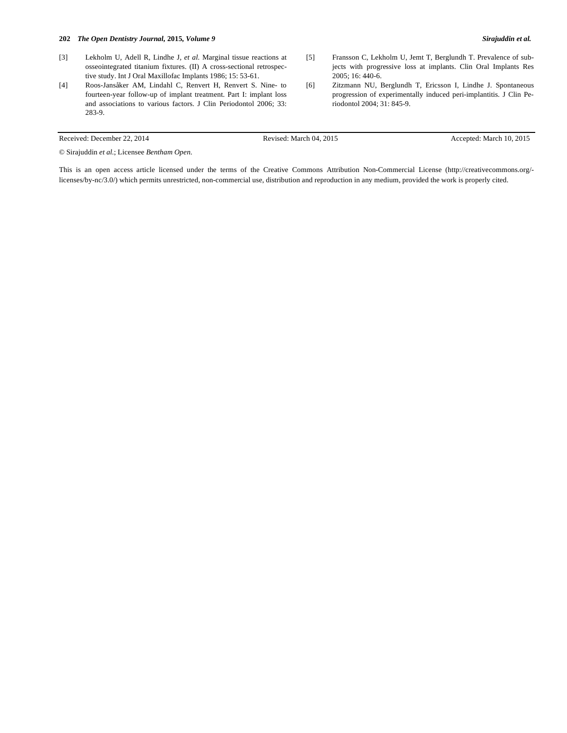[3] Lekholm U, Adell R, Lindhe J, *et al.* Marginal tissue reactions at osseointegrated titanium fixtures. (II) A cross-sectional retrospective study. Int J Oral Maxillofac Implants 1986; 15: 53-61.

[4] Roos-Jansåker AM, Lindahl C, Renvert H, Renvert S. Nine- to fourteen-year follow-up of implant treatment. Part I: implant loss and associations to various factors. J Clin Periodontol 2006; 33: 283-9.

[5] Fransson C, Lekholm U, Jemt T, Berglundh T. Prevalence of subjects with progressive loss at implants. Clin Oral Implants Res 2005; 16: 440-6.

[6] Zitzmann NU, Berglundh T, Ericsson I, Lindhe J. Spontaneous progression of experimentally induced peri-implantitis. J Clin Periodontol 2004; 31: 845-9.

---

Received: December 22, 2014 Revised: March 04, 2015 Accepted: March 10, 2015

© Sirajuddin *et al.*; Licensee *Bentham Open.*

This is an open access article licensed under the terms of the Creative Commons Attribution Non-Commercial License (http://creativecommons.org/-licenses/by-nc/3.0/) which permits unrestricted, non-commercial use, distribution and reproduction in any medium, provided the work is properly cited.